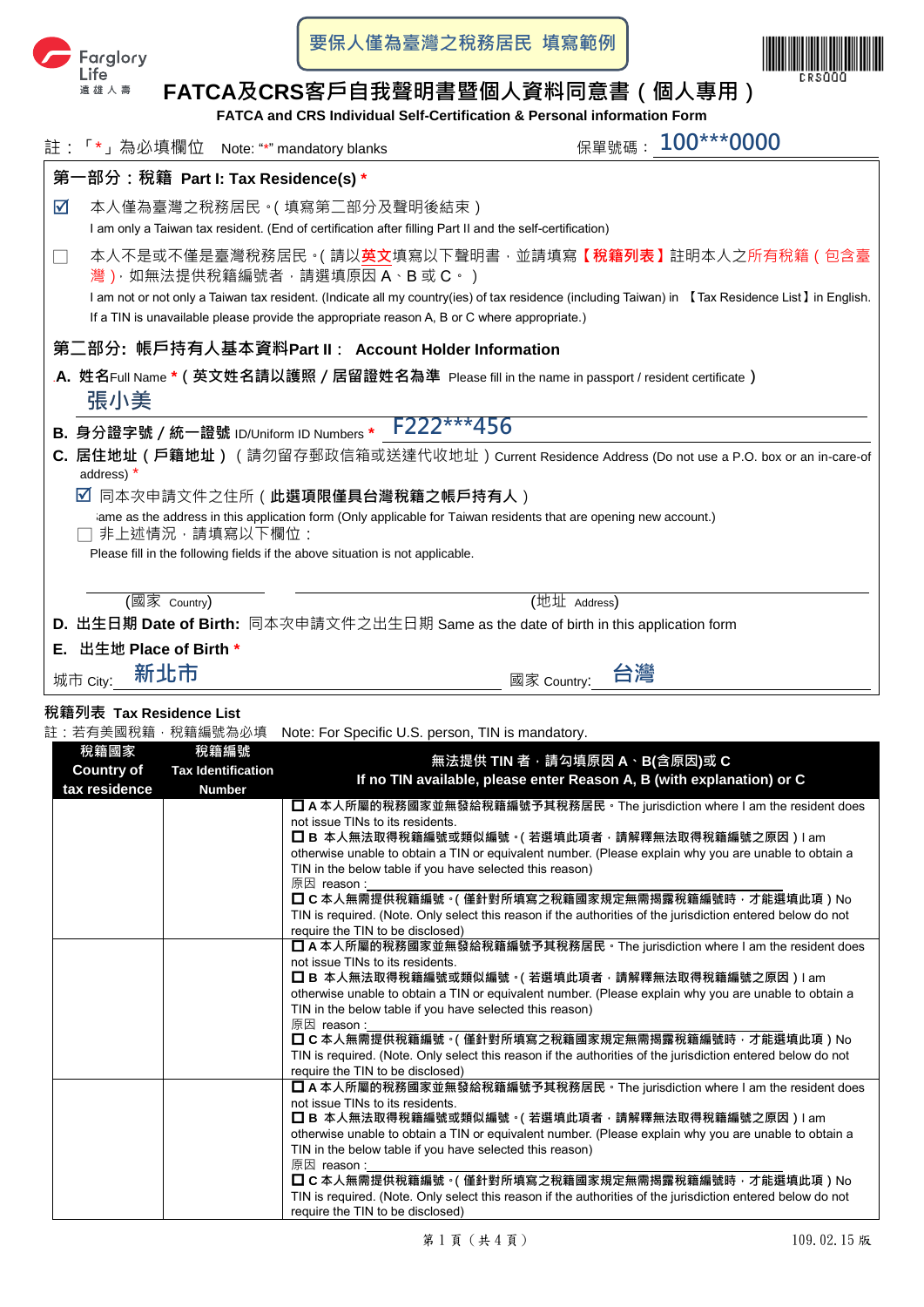Farglory Life 遠雄人壽

要保人僅為臺灣之稅務居民 填寫範例

CRS000

# FATCA及CRS客戶自我聲明書暨個人資料同意書（個人專用）

**FATCA and CRS Individual Self-Certification & Personal information Form**

註：「*」為必填欄位 Note: "*" mandatory blanks　　　　保單號碼：100***0000

## 第一部分：稅籍 Part I: Tax Residence(s) *

☑ 本人僅為臺灣之稅務居民。(填寫第二部分及聲明後結束)
I am only a Taiwan tax resident. (End of certification after filling Part II and the self-certification)

☐ 本人不是或不僅是臺灣稅務居民。(請以英文填寫以下聲明書，並請填寫【稅籍列表】註明本人之所有稅籍(包含臺灣)，如無法提供稅籍編號者，請選填原因 A、B 或 C。)
I am not or not only a Taiwan tax resident. (Indicate all my country(ies) of tax residence (including Taiwan) in 【Tax Residence List】in English. If a TIN is unavailable please provide the appropriate reason A, B or C where appropriate.)

## 第二部分: 帳戶持有人基本資料Part II： Account Holder Information

**A. 姓名**Full Name *（**英文姓名請以護照／居留證姓名為準** Please fill in the name in passport / resident certificate）
張小美

**B. 身分證字號／統一證號** ID/Uniform ID Numbers *　F222***456

**C. 居住地址（戶籍地址）**（請勿留存郵政信箱或送達代收地址）Current Residence Address (Do not use a P.O. box or an in-care-of address) *

☑ 同本次申請文件之住所（**此選項限僅具台灣稅籍之帳戶持有人**）
Same as the address in this application form (Only applicable for Taiwan residents that are opening new account.)

☐ 非上述情況，請填寫以下欄位：
Please fill in the following fields if the above situation is not applicable.

(國家 Country)　　　　(地址 Address)

**D. 出生日期 Date of Birth:** 同本次申請文件之出生日期 Same as the date of birth in this application form

**E. 出生地 Place of Birth ***

城市 City: 新北市　　　　國家 Country: 台灣

## 稅籍列表 Tax Residence List

註：若有美國稅籍，稅籍編號為必填 Note: For Specific U.S. person, TIN is mandatory.

| 稅籍國家 Country of tax residence | 稅籍編號 Tax Identification Number | 無法提供 TIN 者，請勾填原因 A、B(含原因)或 C If no TIN available, please enter Reason A, B (with explanation) or C |
|---|---|---|
| | | ☐ A 本人所屬的稅務國家並無發給稅籍編號予其稅務居民。The jurisdiction where I am the resident does not issue TINs to its residents.<br>☐ B 本人無法取得稅籍編號或類似編號。(若選填此項者，請解釋無法取得稅籍編號之原因) I am otherwise unable to obtain a TIN or equivalent number. (Please explain why you are unable to obtain a TIN in the below table if you have selected this reason)<br>原因 reason：<br>☐ C 本人無需提供稅籍編號。(僅針對所填寫之稅籍國家規定無需揭露稅籍編號時，才能選填此項) No TIN is required. (Note. Only select this reason if the authorities of the jurisdiction entered below do not require the TIN to be disclosed) |
| | | ☐ A 本人所屬的稅務國家並無發給稅籍編號予其稅務居民。The jurisdiction where I am the resident does not issue TINs to its residents.<br>☐ B 本人無法取得稅籍編號或類似編號。(若選填此項者，請解釋無法取得稅籍編號之原因) I am otherwise unable to obtain a TIN or equivalent number. (Please explain why you are unable to obtain a TIN in the below table if you have selected this reason)<br>原因 reason：<br>☐ C 本人無需提供稅籍編號。(僅針對所填寫之稅籍國家規定無需揭露稅籍編號時，才能選填此項) No TIN is required. (Note. Only select this reason if the authorities of the jurisdiction entered below do not require the TIN to be disclosed) |
| | | ☐ A 本人所屬的稅務國家並無發給稅籍編號予其稅務居民。The jurisdiction where I am the resident does not issue TINs to its residents.<br>☐ B 本人無法取得稅籍編號或類似編號。(若選填此項者，請解釋無法取得稅籍編號之原因) I am otherwise unable to obtain a TIN or equivalent number. (Please explain why you are unable to obtain a TIN in the below table if you have selected this reason)<br>原因 reason：<br>☐ C 本人無需提供稅籍編號。(僅針對所填寫之稅籍國家規定無需揭露稅籍編號時，才能選填此項) No TIN is required. (Note. Only select this reason if the authorities of the jurisdiction entered below do not require the TIN to be disclosed) |

109.02.15 版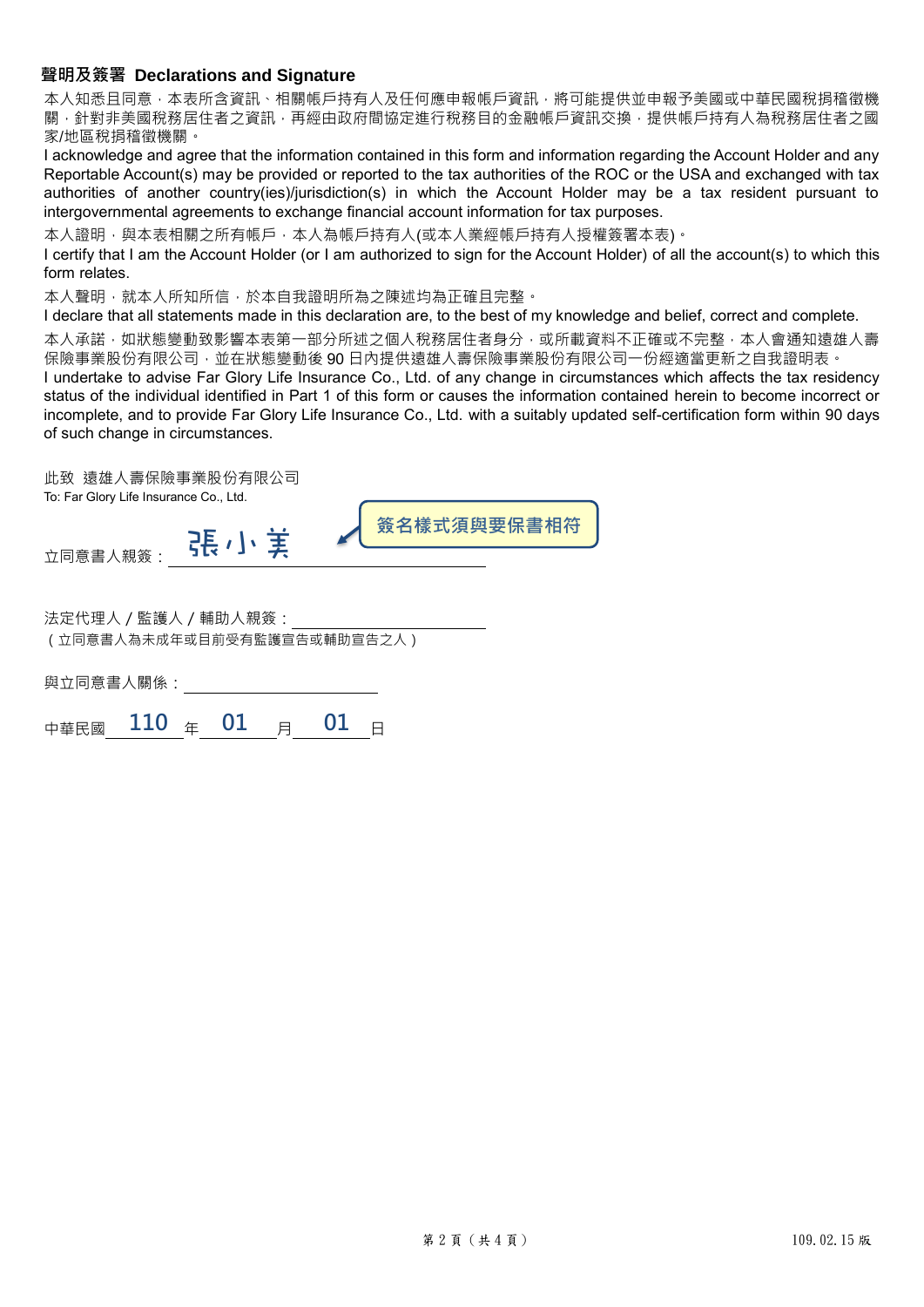## 聲明及簽署 Declarations and Signature

本人知悉且同意，本表所含資訊、相關帳戶持有人及任何應申報帳戶資訊，將可能提供並申報予美國或中華民國稅捐稽徵機關，針對非美國稅務居住者之資訊，再經由政府間協定進行稅務目的之金融帳戶資訊交換，提供帳戶持有人為稅務居住者之國家/地區稅捐稽徵機關。

I acknowledge and agree that the information contained in this form and information regarding the Account Holder and any Reportable Account(s) may be provided or reported to the tax authorities of the ROC or the USA and exchanged with tax authorities of another country(ies)/jurisdiction(s) in which the Account Holder may be a tax resident pursuant to intergovernmental agreements to exchange financial account information for tax purposes.

本人證明，與本表相關之所有帳戶，本人為帳戶持有人(或本人業經帳戶持有人授權簽署本表)。

I certify that I am the Account Holder (or I am authorized to sign for the Account Holder) of all the account(s) to which this form relates.

本人聲明，就本人所知所信，於本自我證明所為之陳述均為正確且完整。

I declare that all statements made in this declaration are, to the best of my knowledge and belief, correct and complete.

本人承諾，如狀態變動致影響本表第一部分所述之個人稅務居住者身分，或所載資料不正確或不完整，本人會通知遠雄人壽保險事業股份有限公司，並在狀態變動後 90 日內提供遠雄人壽保險事業股份有限公司一份經適當更新之自我證明表。

I undertake to advise Far Glory Life Insurance Co., Ltd. of any change in circumstances which affects the tax residency status of the individual identified in Part 1 of this form or causes the information contained herein to become incorrect or incomplete, and to provide Far Glory Life Insurance Co., Ltd. with a suitably updated self-certification form within 90 days of such change in circumstances.

此致 遠雄人壽保險事業股份有限公司
To: Far Glory Life Insurance Co., Ltd.

立同意書人親簽：張小美　　　簽名樣式須與要保書相符

法定代理人 / 監護人 / 輔助人親簽：＿＿＿＿＿＿＿＿
（立同意書人為未成年或目前受有監護宣告或輔助宣告之人）

與立同意書人關係：＿＿＿＿＿＿＿＿

中華民國 110 年 01 月 01 日

109.02.15 版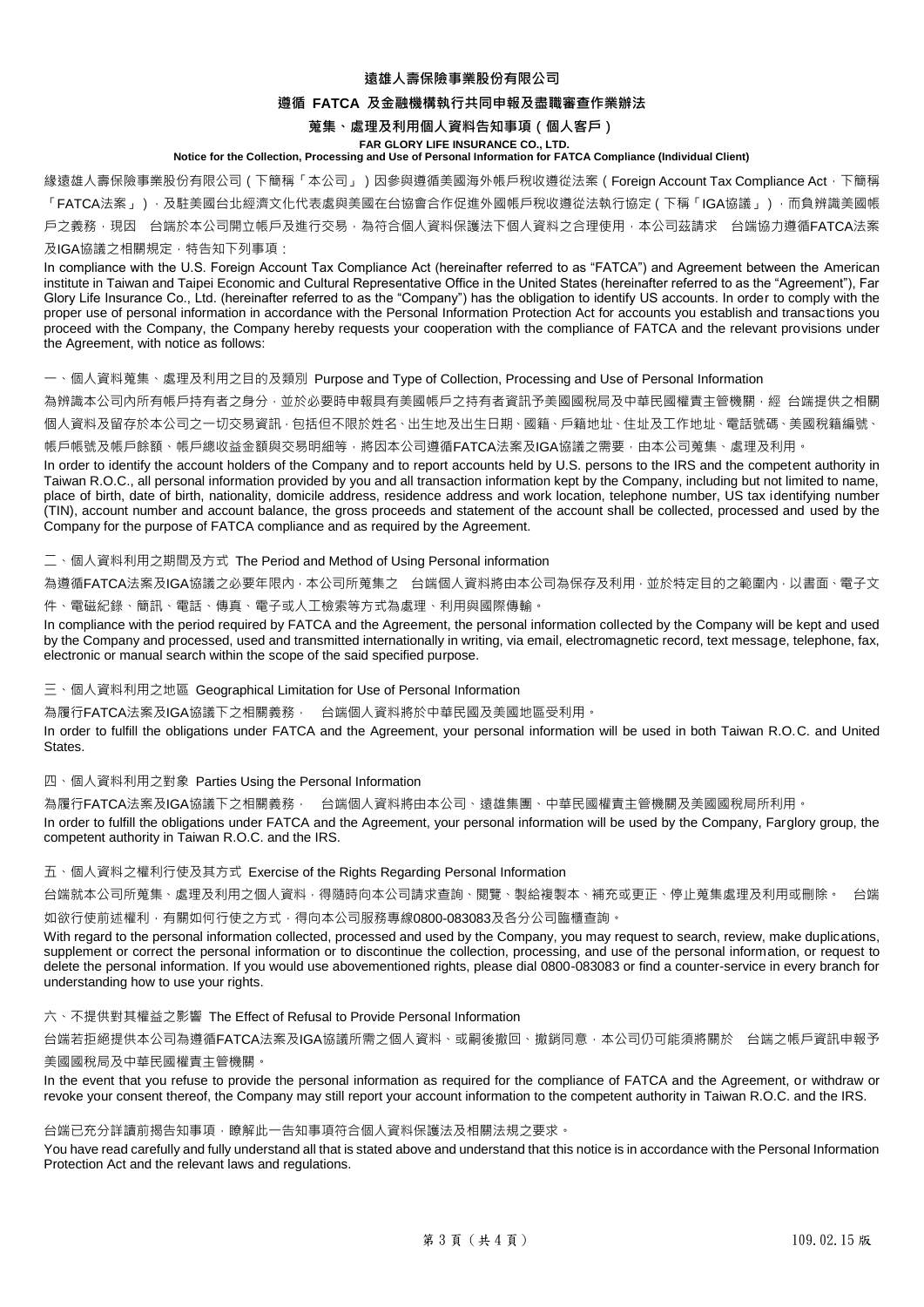# 遠雄人壽保險事業股份有限公司

## 遵循 FATCA 及金融機構執行共同申報及盡職審查作業辦法

### 蒐集、處理及利用個人資料告知事項（個人客戶）

**FAR GLORY LIFE INSURANCE CO., LTD.**

**Notice for the Collection, Processing and Use of Personal Information for FATCA Compliance (Individual Client)**

緣遠雄人壽保險事業股份有限公司（下簡稱「本公司」）因參與遵循美國海外帳戶稅收遵從法案（Foreign Account Tax Compliance Act，下簡稱「FATCA法案」），及駐美國台北經濟文化代表處與美國在台協會合作促進外國帳戶稅收遵從法執行協定（下稱「IGA協議」），而負辨識美國帳戶之義務，現因 台端於本公司開立帳戶及進行交易，為符合個人資料保護法下個人資料之合理使用，本公司茲請求 台端協力遵循FATCA法案及IGA協議之相關規定，特告知下列事項：

In compliance with the U.S. Foreign Account Tax Compliance Act (hereinafter referred to as "FATCA") and Agreement between the American institute in Taiwan and Taipei Economic and Cultural Representative Office in the United States (hereinafter referred to as the "Agreement"), Far Glory Life Insurance Co., Ltd. (hereinafter referred to as the "Company") has the obligation to identify US accounts. In order to comply with the proper use of personal information in accordance with the Personal Information Protection Act for accounts you establish and transactions you proceed with the Company, the Company hereby requests your cooperation with the compliance of FATCA and the relevant provisions under the Agreement, with notice as follows:

一、個人資料蒐集、處理及利用之目的及類別 Purpose and Type of Collection, Processing and Use of Personal Information

為辨識本公司內所有帳戶持有者之身分，並於必要時申報具有美國帳戶之持有者資訊予美國國稅局及中華民國權責主管機關，經 台端提供之相關個人資料及留存於本公司之一切交易資訊，包括但不限於姓名、出生地及出生日期、國籍、戶籍地址、住址及工作地址、電話號碼、美國稅籍編號、帳戶帳號及帳戶餘額、帳戶總收益金額與交易明細等，將因本公司遵循FATCA法案及IGA協議之需要，由本公司蒐集、處理及利用。

In order to identify the account holders of the Company and to report accounts held by U.S. persons to the IRS and the competent authority in Taiwan R.O.C., all personal information provided by you and all transaction information kept by the Company, including but not limited to name, place of birth, date of birth, nationality, domicile address, residence address and work location, telephone number, US tax identifying number (TIN), account number and account balance, the gross proceeds and statement of the account shall be collected, processed and used by the Company for the purpose of FATCA compliance and as required by the Agreement.

二、個人資料利用之期間及方式 The Period and Method of Using Personal information

為遵循FATCA法案及IGA協議之必要年限內，本公司所蒐集之 台端個人資料將由本公司為保存及利用，並於特定目的之範圍內，以書面、電子文件、電磁紀錄、簡訊、電話、傳真、電子或人工檢索等方式為處理、利用與國際傳輸。

In compliance with the period required by FATCA and the Agreement, the personal information collected by the Company will be kept and used by the Company and processed, used and transmitted internationally in writing, via email, electromagnetic record, text message, telephone, fax, electronic or manual search within the scope of the said specified purpose.

三、個人資料利用之地區 Geographical Limitation for Use of Personal Information

為履行FATCA法案及IGA協議下之相關義務， 台端個人資料將於中華民國及美國地區受利用。

In order to fulfill the obligations under FATCA and the Agreement, your personal information will be used in both Taiwan R.O.C. and United States.

四、個人資料利用之對象 Parties Using the Personal Information

為履行FATCA法案及IGA協議下之相關義務， 台端個人資料將由本公司、遠雄集團、中華民國權責主管機關及美國國稅局所利用。

In order to fulfill the obligations under FATCA and the Agreement, your personal information will be used by the Company, Farglory group, the competent authority in Taiwan R.O.C. and the IRS.

五、個人資料之權利行使及其方式 Exercise of the Rights Regarding Personal Information

台端就本公司所蒐集、處理及利用之個人資料，得隨時向本公司請求查詢、閱覽、製給複製本、補充或更正、停止蒐集處理及利用或刪除。 台端如欲行使前述權利，有關如何行使之方式，得向本公司服務專線0800-083083及各分公司臨櫃查詢。

With regard to the personal information collected, processed and used by the Company, you may request to search, review, make duplications, supplement or correct the personal information or to discontinue the collection, processing, and use of the personal information, or request to delete the personal information. If you would use abovementioned rights, please dial 0800-083083 or find a counter-service in every branch for understanding how to use your rights.

六、不提供對其權益之影響 The Effect of Refusal to Provide Personal Information

台端若拒絕提供本公司為遵循FATCA法案及IGA協議所需之個人資料、或嗣後撤回、撤銷同意，本公司仍可能須將關於 台端之帳戶資訊申報予美國國稅局及中華民國權責主管機關。

In the event that you refuse to provide the personal information as required for the compliance of FATCA and the Agreement, or withdraw or revoke your consent thereof, the Company may still report your account information to the competent authority in Taiwan R.O.C. and the IRS.

台端已充分詳讀前揭告知事項，瞭解此一告知事項符合個人資料保護法及相關法規之要求。

You have read carefully and fully understand all that is stated above and understand that this notice is in accordance with the Personal Information Protection Act and the relevant laws and regulations.

109.02.15 版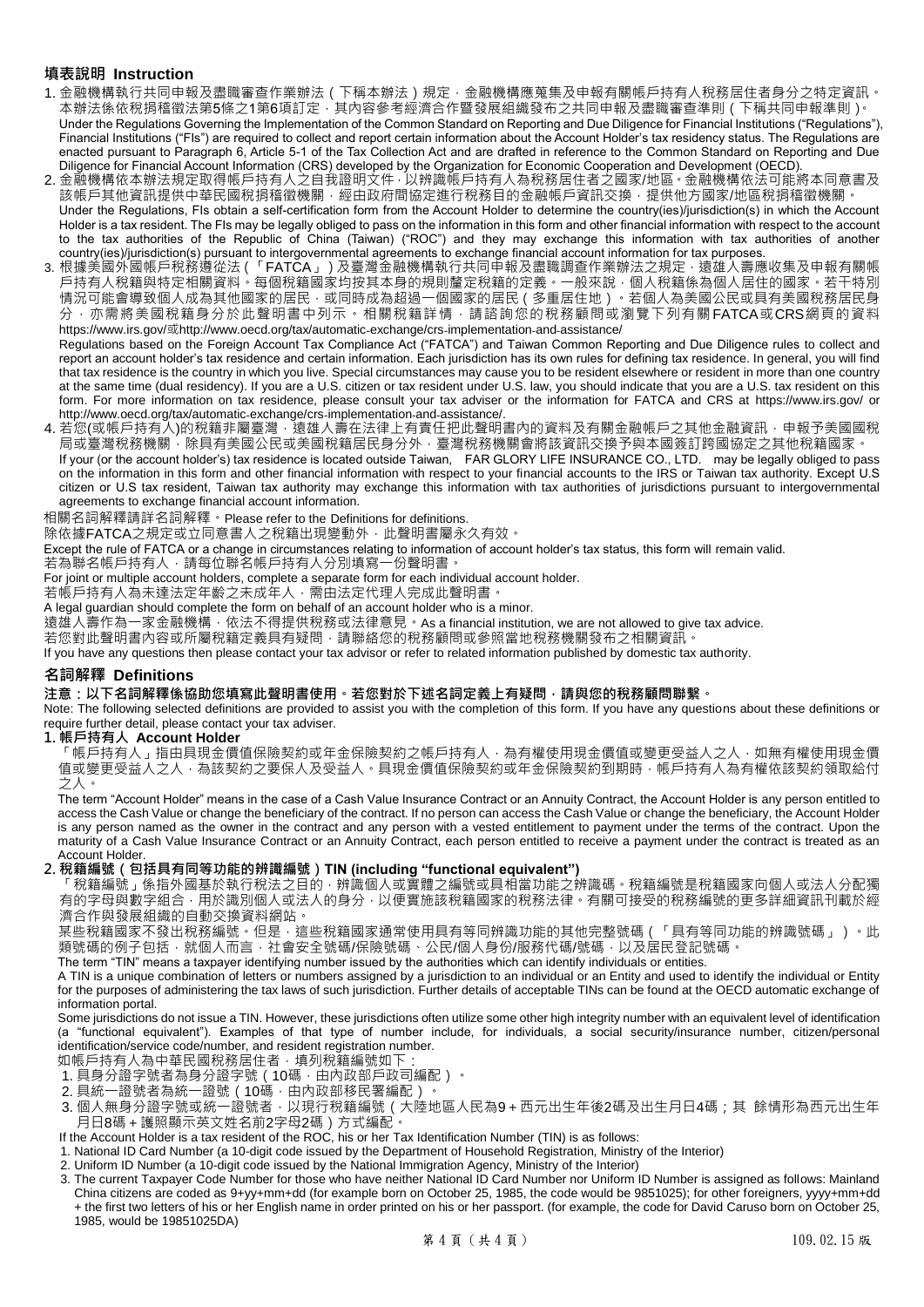## 填表說明 Instruction

1. 金融機構執行共同申報及盡職審查作業辦法（下稱本辦法）規定，金融機構應蒐集及申報有關帳戶持有人稅務居住者身分之特定資訊。本辦法係依稅捐稽徵法第5條之1第6項訂定，其內容參考經濟合作暨發展組織發布之共同申報及盡職審查準則（下稱共同申報準則）。
Under the Regulations Governing the Implementation of the Common Standard on Reporting and Due Diligence for Financial Institutions ("Regulations"), Financial Institutions ("FIs") are required to collect and report certain information about the Account Holder's tax residency status. The Regulations are enacted pursuant to Paragraph 6, Article 5-1 of the Tax Collection Act and are drafted in reference to the Common Standard on Reporting and Due Diligence for Financial Account Information (CRS) developed by the Organization for Economic Cooperation and Development (OECD).
2. 金融機構依本辦法規定取得帳戶持有人之自我證明文件，以辨識帳戶持有人為稅務居住者之國家/地區。金融機構依法可能將本同意書及該帳戶其他資訊提供中華民國稅捐稽徵機關，經由政府間協定進行稅務目的金融帳戶資訊交換，提供他方國家/地區稅捐稽徵機關。
Under the Regulations, FIs obtain a self-certification form from the Account Holder to determine the country(ies)/jurisdiction(s) in which the Account Holder is a tax resident. The FIs may be legally obliged to pass on the information in this form and other financial information with respect to the account to the tax authorities of the Republic of China (Taiwan) ("ROC") and they may exchange this information with tax authorities of another country(ies)/jurisdiction(s) pursuant to intergovernmental agreements to exchange financial account information for tax purposes.
3. 根據美國外國帳戶稅務遵從法（「FATCA」）及臺灣金融機構執行共同申報及盡職調查作業辦法之規定，遠雄人壽應收集及申報有關帳戶持有人稅籍與特定相關資料。每個稅籍國家均按其本身的規則釐定稅籍的定義。一般來說，個人稅籍係為個人居住的國家。若干特別情況可能會導致個人成為其他國家的居民，或同時成為超過一個國家的居民（多重居住地）。若個人為美國公民或具有美國稅務居民身分，亦需將美國稅籍身分於此聲明書中列示。相關稅籍詳情，請諮詢您的稅務顧問或瀏覽下列有關FATCA或CRS網頁的資料 https://www.irs.gov/或http://www.oecd.org/tax/automatic-exchange/crs-implementation-and-assistance/
Regulations based on the Foreign Account Tax Compliance Act ("FATCA") and Taiwan Common Reporting and Due Diligence rules to collect and report an account holder's tax residence and certain information. Each jurisdiction has its own rules for defining tax residence. In general, you will find that tax residence is the country in which you live. Special circumstances may cause you to be resident elsewhere or resident in more than one country at the same time (dual residency). If you are a U.S. citizen or tax resident under U.S. law, you should indicate that you are a U.S. tax resident on this form. For more information on tax residence, please consult your tax adviser or the information for FATCA and CRS at https://www.irs.gov/ or http://www.oecd.org/tax/automatic-exchange/crs-implementation-and-assistance/.
4. 若您(或帳戶持有人)的稅籍非屬臺灣，遠雄人壽在法律上有責任把此聲明書內的資料及有關金融帳戶之其他金融資訊，申報予美國國稅局或臺灣稅務機關，除具有美國公民或美國稅籍居民身分外，臺灣稅務機關會將該資訊交換予與本國簽訂跨國協定之其他稅籍國家。
If your (or the account holder's) tax residence is located outside Taiwan, FAR GLORY LIFE INSURANCE CO., LTD. may be legally obliged to pass on the information in this form and other financial information with respect to your financial accounts to the IRS or Taiwan tax authority. Except U.S citizen or U.S tax resident, Taiwan tax authority may exchange this information with tax authorities of jurisdictions pursuant to intergovernmental agreements to exchange financial account information.

相關名詞解釋請詳名詞解釋。Please refer to the Definitions for definitions.
除依據FATCA之規定或立同意書人之稅籍出現變動外，此聲明書屬永久有效。
Except the rule of FATCA or a change in circumstances relating to information of account holder's tax status, this form will remain valid.
若為聯名帳戶持有人，請每位聯名帳戶持有人分別填寫一份聲明書。
For joint or multiple account holders, complete a separate form for each individual account holder.
若帳戶持有人為未達法定年齡之未成年人，需由法定代理人完成此聲明書。
A legal guardian should complete the form on behalf of an account holder who is a minor.
遠雄人壽作為一家金融機構，依法不得提供稅務或法律意見。As a financial institution, we are not allowed to give tax advice.
若您對此聲明書內容或所屬稅籍定義具有疑問，請聯絡您的稅務顧問或參照當地稅務機關發布之相關資訊。
If you have any questions then please contact your tax advisor or refer to related information published by domestic tax authority.

## 名詞解釋 Definitions

**注意：以下名詞解釋係協助您填寫此聲明書使用。若您對於下述名詞定義上有疑問，請與您的稅務顧問聯繫。**
Note: The following selected definitions are provided to assist you with the completion of this form. If you have any questions about these definitions or require further detail, please contact your tax adviser.

### 1. 帳戶持有人 Account Holder

「帳戶持有人」指由具現金價值保險契約或年金保險契約之帳戶持有人，為有權使用現金價值或變更受益人之人，如無有權使用現金價值或變更受益人之人，為該契約之要保人及受益人。具現金價值保險契約或年金保險契約到期時，帳戶持有人為有權依該契約領取給付之人。
The term "Account Holder" means in the case of a Cash Value Insurance Contract or an Annuity Contract, the Account Holder is any person entitled to access the Cash Value or change the beneficiary of the contract. If no person can access the Cash Value or change the beneficiary, the Account Holder is any person named as the owner in the contract and any person with a vested entitlement to payment under the terms of the contract. Upon the maturity of a Cash Value Insurance Contract or an Annuity Contract, each person entitled to receive a payment under the contract is treated as an Account Holder.

### 2. 稅籍編號（包括具有同等功能的辨識編號）TIN (including "functional equivalent")

「稅籍編號」係指外國基於執行稅法之目的，辨識個人或實體之編號或具相當功能之辨識碼。稅籍編號是稅籍國家向個人或法人分配獨有的字母與數字組合，用於識別個人或法人的身分，以便實施該稅籍國家的稅務法律。有關可接受的稅務編號的更多詳細資訊刊載於經濟合作與發展組織的自動交換資料網站。
某些稅籍國家不發出稅務編號。但是，這些稅籍國家通常使用具有等同辨識功能的其他完整號碼（「具有等同功能的辨識號碼」）。此類號碼的例子包括，就個人而言，社會安全號碼/保險號碼、公民/個人身份/服務代碼/號碼，以及居民登記號碼。
The term "TIN" means a taxpayer identifying number issued by the authorities which can identify individuals or entities.
A TIN is a unique combination of letters or numbers assigned by a jurisdiction to an individual or an Entity and used to identify the individual or Entity for the purposes of administering the tax laws of such jurisdiction. Further details of acceptable TINs can be found at the OECD automatic exchange of information portal.
Some jurisdictions do not issue a TIN. However, these jurisdictions often utilize some other high integrity number with an equivalent level of identification (a "functional equivalent"). Examples of that type of number include, for individuals, a social security/insurance number, citizen/personal identification/service code/number, and resident registration number.
如帳戶持有人為中華民國稅務居住者，填列稅籍編號如下：

1. 具身分證字號者為身分證字號（10碼，由內政部戶政司編配）。
2. 具統一證號者為統一證號（10碼，由內政部移民署編配）。
3. 個人無身分證字號或統一證號者，以現行稅籍編號（大陸地區人民為9＋西元出生年後2碼及出生月日4碼；其 餘情形為西元出生年月日8碼＋護照顯示英文姓名前2字母2碼）方式編配。

If the Account Holder is a tax resident of the ROC, his or her Tax Identification Number (TIN) is as follows:

1. National ID Card Number (a 10-digit code issued by the Department of Household Registration, Ministry of the Interior)
2. Uniform ID Number (a 10-digit code issued by the National Immigration Agency, Ministry of the Interior)
3. The current Taxpayer Code Number for those who have neither National ID Card Number nor Uniform ID Number is assigned as follows: Mainland China citizens are coded as 9+yy+mm+dd (for example born on October 25, 1985, the code would be 9851025); for other foreigners, yyyy+mm+dd + the first two letters of his or her English name in order printed on his or her passport. (for example, the code for David Caruso born on October 25, 1985, would be 19851025DA)

109.02.15 版